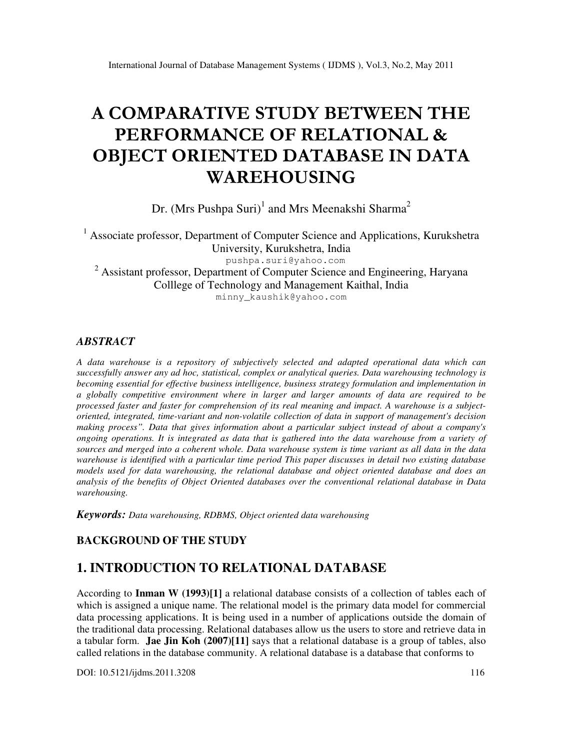# A COMPARATIVE STUDY BETWEEN THE PERFORMANCE OF RELATIONAL & OBJECT ORIENTED DATABASE IN DATA WAREHOUSING

Dr. (Mrs Pushpa Suri)[1] and Mrs Meenakshi Sharma[2]

[1] Associate professor, Department of Computer Science and Applications, Kurukshetra University, Kurukshetra, India
pushpa.suri@yahoo.com

[2] Assistant professor, Department of Computer Science and Engineering, Haryana Colllege of Technology and Management Kaithal, India
minny_kaushik@yahoo.com

### *ABSTRACT*

*A data warehouse is a repository of subjectively selected and adapted operational data which can successfully answer any ad hoc, statistical, complex or analytical queries. Data warehousing technology is becoming essential for effective business intelligence, business strategy formulation and implementation in a globally competitive environment where in larger and larger amounts of data are required to be processed faster and faster for comprehension of its real meaning and impact. A warehouse is a subject-oriented, integrated, time-variant and non-volatile collection of data in support of management's decision making process". Data that gives information about a particular subject instead of about a company's ongoing operations. It is integrated as data that is gathered into the data warehouse from a variety of sources and merged into a coherent whole. Data warehouse system is time variant as all data in the data warehouse is identified with a particular time period This paper discusses in detail two existing database models used for data warehousing, the relational database and object oriented database and does an analysis of the benefits of Object Oriented databases over the conventional relational database in Data warehousing.*

***Keywords:*** *Data warehousing, RDBMS, Object oriented data warehousing*

**BACKGROUND OF THE STUDY**

## 1. INTRODUCTION TO RELATIONAL DATABASE

According to **Inman W (1993)[1]** a relational database consists of a collection of tables each of which is assigned a unique name. The relational model is the primary data model for commercial data processing applications. It is being used in a number of applications outside the domain of the traditional data processing. Relational databases allow us the users to store and retrieve data in a tabular form. **Jae Jin Koh (2007)[11]** says that a relational database is a group of tables, also called relations in the database community. A relational database is a database that conforms to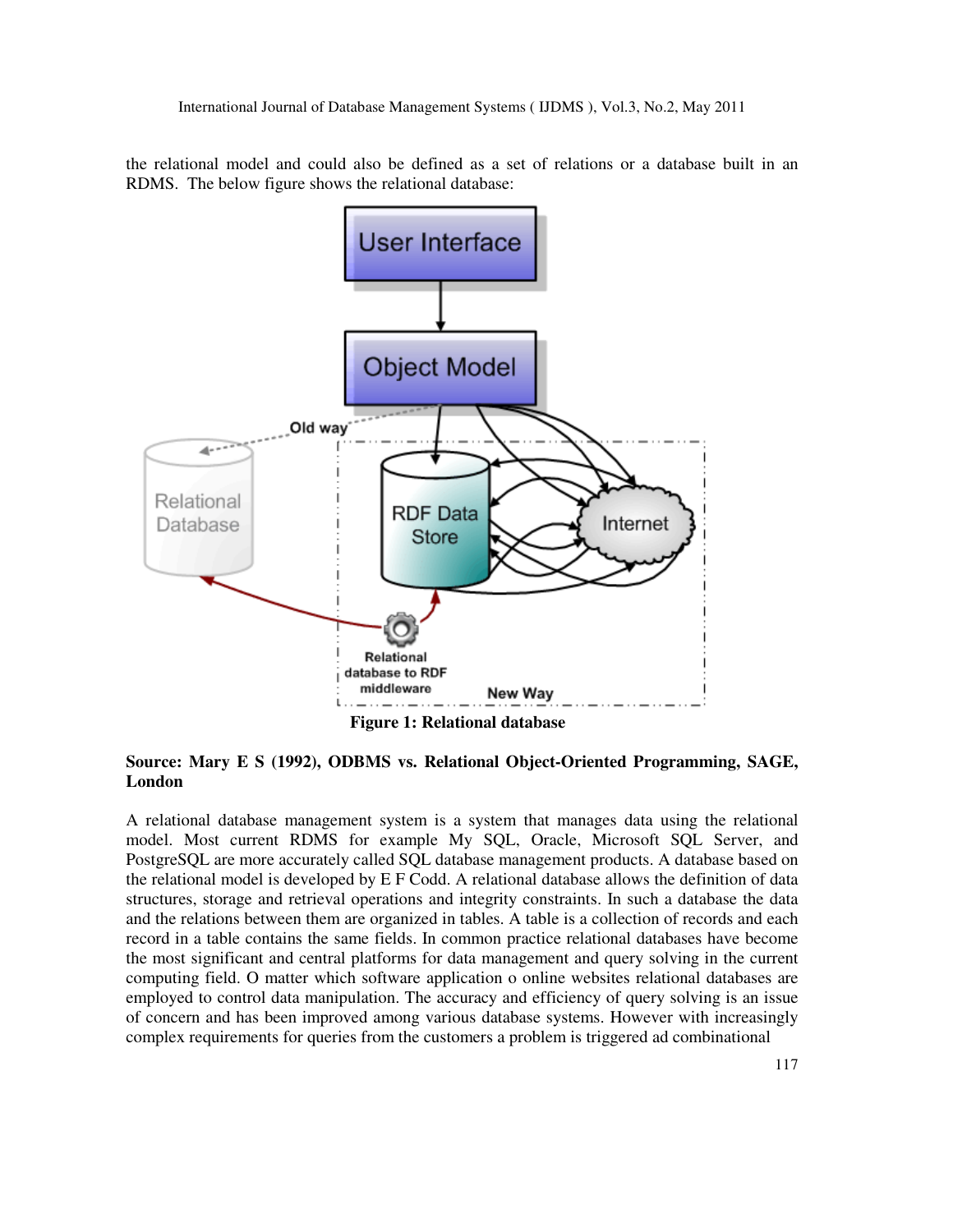the relational model and could also be defined as a set of relations or a database built in an RDMS. The below figure shows the relational database:

**Figure 1: Relational database**

**Source: Mary E S (1992), ODBMS vs. Relational Object-Oriented Programming, SAGE, London**

A relational database management system is a system that manages data using the relational model. Most current RDMS for example My SQL, Oracle, Microsoft SQL Server, and PostgreSQL are more accurately called SQL database management products. A database based on the relational model is developed by E F Codd. A relational database allows the definition of data structures, storage and retrieval operations and integrity constraints. In such a database the data and the relations between them are organized in tables. A table is a collection of records and each record in a table contains the same fields. In common practice relational databases have become the most significant and central platforms for data management and query solving in the current computing field. O matter which software application o online websites relational databases are employed to control data manipulation. The accuracy and efficiency of query solving is an issue of concern and has been improved among various database systems. However with increasingly complex requirements for queries from the customers a problem is triggered ad combinational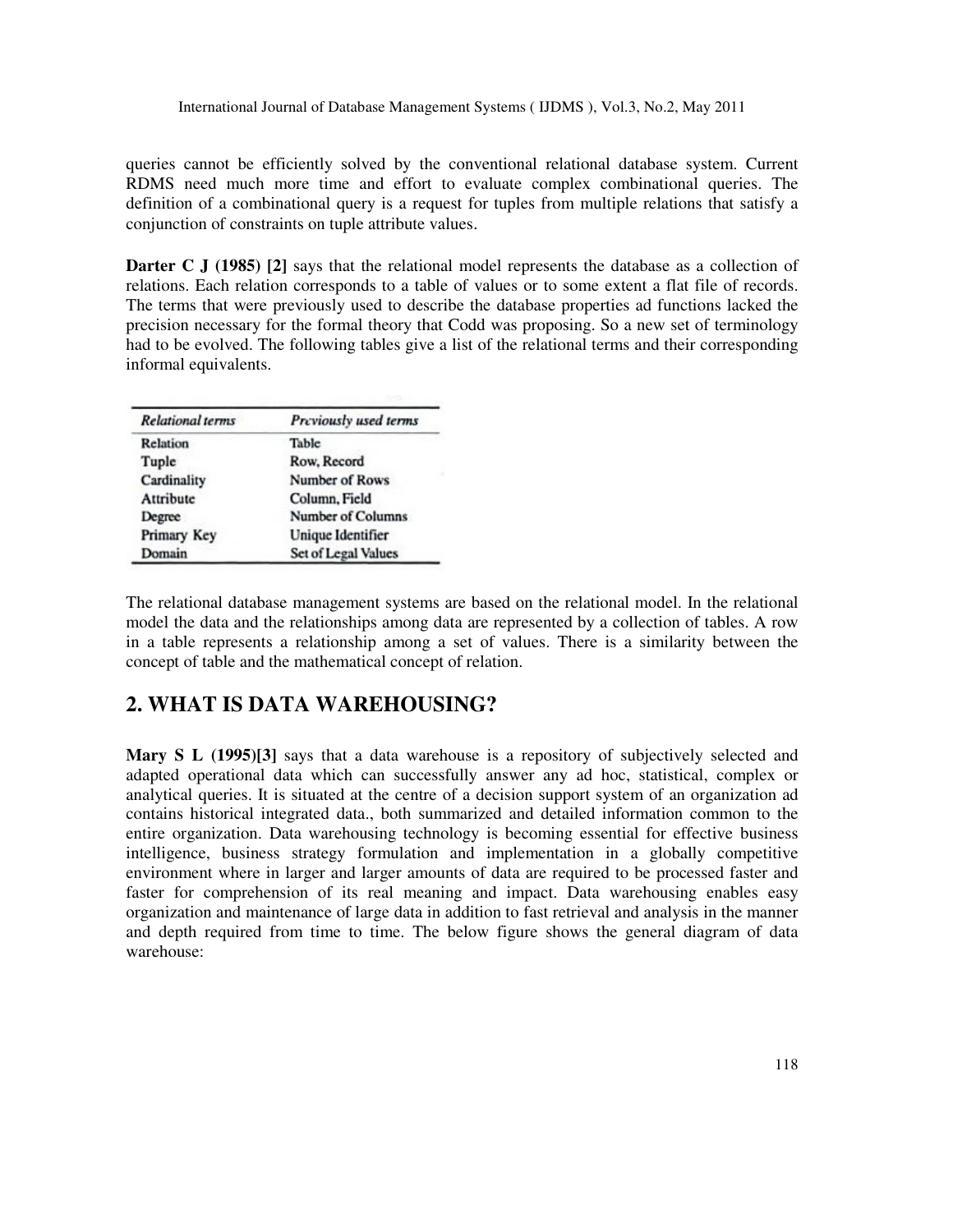queries cannot be efficiently solved by the conventional relational database system. Current RDMS need much more time and effort to evaluate complex combinational queries. The definition of a combinational query is a request for tuples from multiple relations that satisfy a conjunction of constraints on tuple attribute values.

**Darter C J (1985) [2]** says that the relational model represents the database as a collection of relations. Each relation corresponds to a table of values or to some extent a flat file of records. The terms that were previously used to describe the database properties ad functions lacked the precision necessary for the formal theory that Codd was proposing. So a new set of terminology had to be evolved. The following tables give a list of the relational terms and their corresponding informal equivalents.

| *Relational terms* | *Previously used terms* |
|---|---|
| Relation | Table |
| Tuple | Row, Record |
| Cardinality | Number of Rows |
| Attribute | Column, Field |
| Degree | Number of Columns |
| Primary Key | Unique Identifier |
| Domain | Set of Legal Values |

The relational database management systems are based on the relational model. In the relational model the data and the relationships among data are represented by a collection of tables. A row in a table represents a relationship among a set of values. There is a similarity between the concept of table and the mathematical concept of relation.

## 2. WHAT IS DATA WAREHOUSING?

**Mary S L (1995)[3]** says that a data warehouse is a repository of subjectively selected and adapted operational data which can successfully answer any ad hoc, statistical, complex or analytical queries. It is situated at the centre of a decision support system of an organization ad contains historical integrated data., both summarized and detailed information common to the entire organization. Data warehousing technology is becoming essential for effective business intelligence, business strategy formulation and implementation in a globally competitive environment where in larger and larger amounts of data are required to be processed faster and faster for comprehension of its real meaning and impact. Data warehousing enables easy organization and maintenance of large data in addition to fast retrieval and analysis in the manner and depth required from time to time. The below figure shows the general diagram of data warehouse: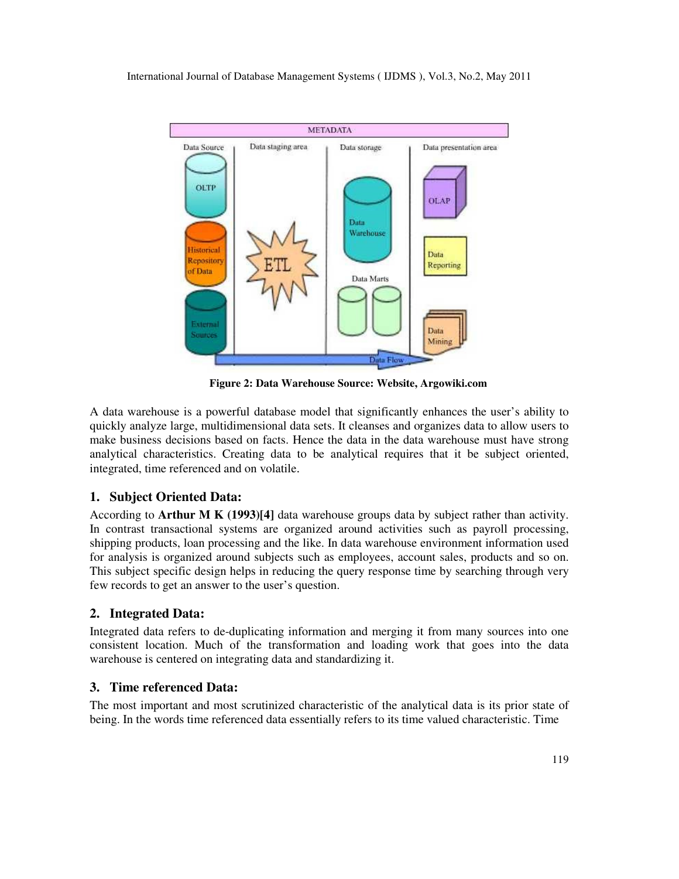Figure 2: Data Warehouse Source: Website, Argowiki.com

A data warehouse is a powerful database model that significantly enhances the user's ability to quickly analyze large, multidimensional data sets. It cleanses and organizes data to allow users to make business decisions based on facts. Hence the data in the data warehouse must have strong analytical characteristics. Creating data to be analytical requires that it be subject oriented, integrated, time referenced and on volatile.

### 1. Subject Oriented Data:

According to **Arthur M K (1993)[4]** data warehouse groups data by subject rather than activity. In contrast transactional systems are organized around activities such as payroll processing, shipping products, loan processing and the like. In data warehouse environment information used for analysis is organized around subjects such as employees, account sales, products and so on. This subject specific design helps in reducing the query response time by searching through very few records to get an answer to the user's question.

### 2. Integrated Data:

Integrated data refers to de-duplicating information and merging it from many sources into one consistent location. Much of the transformation and loading work that goes into the data warehouse is centered on integrating data and standardizing it.

### 3. Time referenced Data:

The most important and most scrutinized characteristic of the analytical data is its prior state of being. In the words time referenced data essentially refers to its time valued characteristic. Time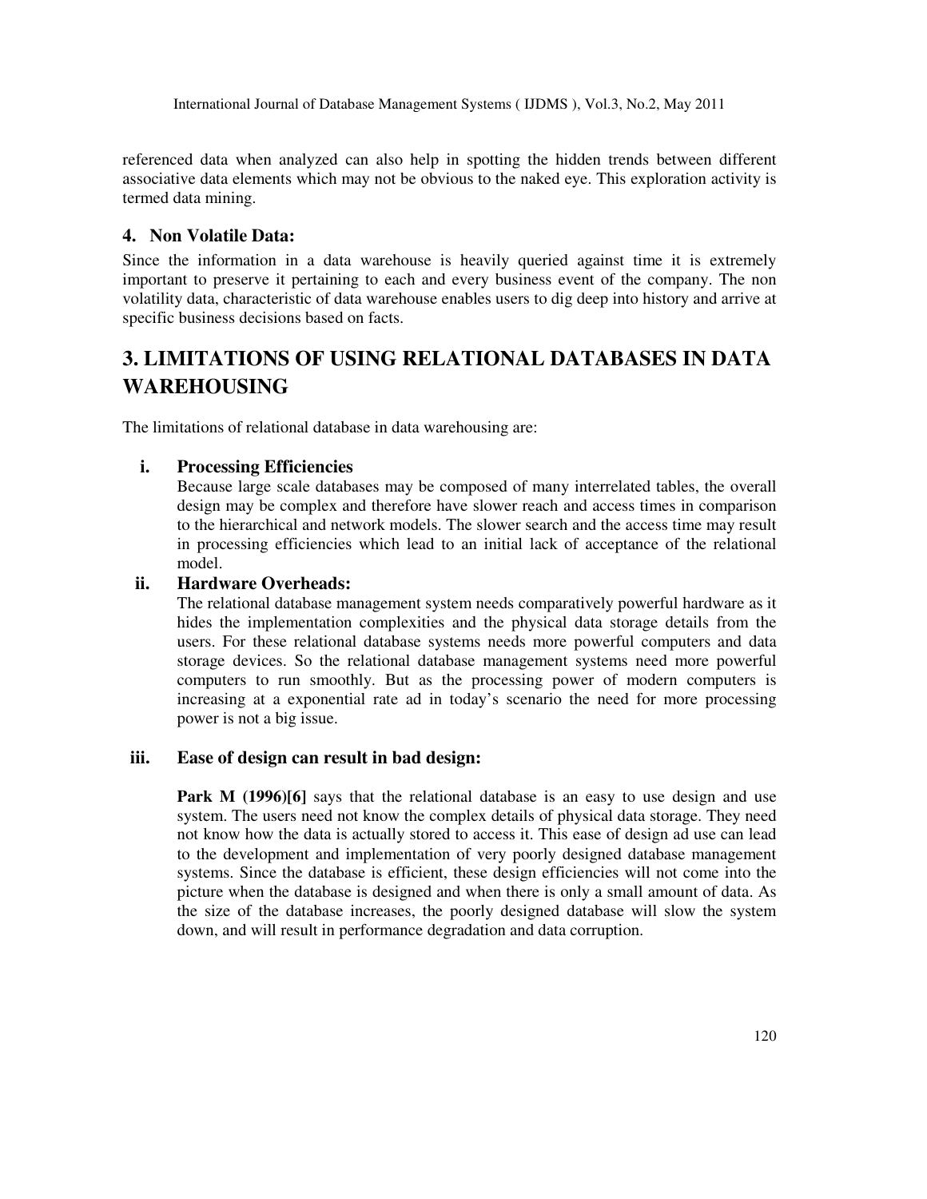referenced data when analyzed can also help in spotting the hidden trends between different associative data elements which may not be obvious to the naked eye. This exploration activity is termed data mining.

### 4. Non Volatile Data:

Since the information in a data warehouse is heavily queried against time it is extremely important to preserve it pertaining to each and every business event of the company. The non volatility data, characteristic of data warehouse enables users to dig deep into history and arrive at specific business decisions based on facts.

## 3. LIMITATIONS OF USING RELATIONAL DATABASES IN DATA WAREHOUSING

The limitations of relational database in data warehousing are:

i. **Processing Efficiencies**

   Because large scale databases may be composed of many interrelated tables, the overall design may be complex and therefore have slower reach and access times in comparison to the hierarchical and network models. The slower search and the access time may result in processing efficiencies which lead to an initial lack of acceptance of the relational model.

ii. **Hardware Overheads:**

   The relational database management system needs comparatively powerful hardware as it hides the implementation complexities and the physical data storage details from the users. For these relational database systems needs more powerful computers and data storage devices. So the relational database management systems need more powerful computers to run smoothly. But as the processing power of modern computers is increasing at a exponential rate ad in today's scenario the need for more processing power is not a big issue.

iii. **Ease of design can result in bad design:**

   **Park M (1996)[6]** says that the relational database is an easy to use design and use system. The users need not know the complex details of physical data storage. They need not know how the data is actually stored to access it. This ease of design ad use can lead to the development and implementation of very poorly designed database management systems. Since the database is efficient, these design efficiencies will not come into the picture when the database is designed and when there is only a small amount of data. As the size of the database increases, the poorly designed database will slow the system down, and will result in performance degradation and data corruption.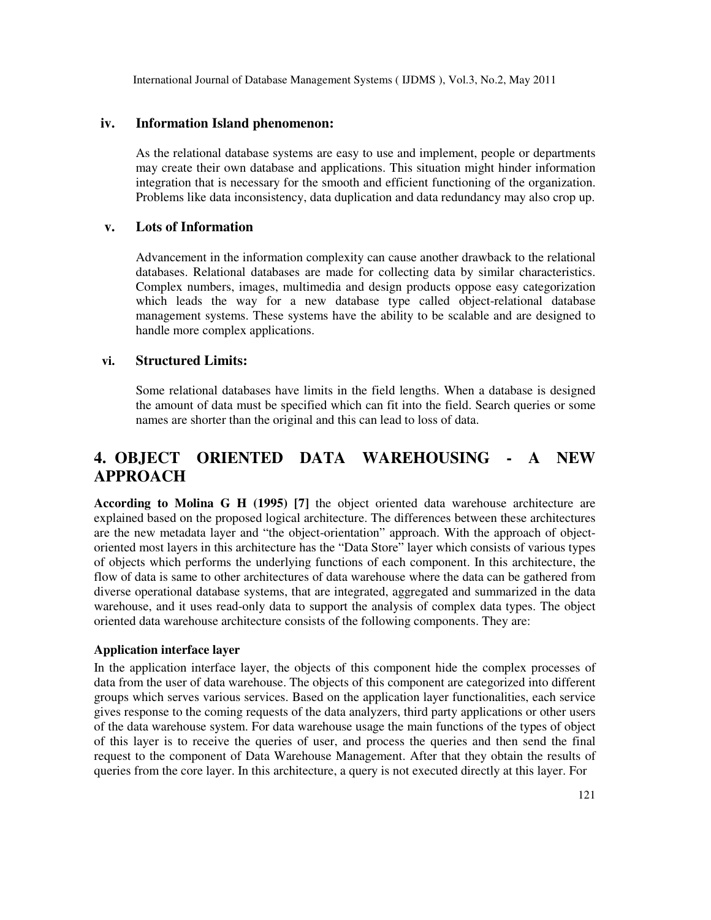### iv. Information Island phenomenon:

As the relational database systems are easy to use and implement, people or departments may create their own database and applications. This situation might hinder information integration that is necessary for the smooth and efficient functioning of the organization. Problems like data inconsistency, data duplication and data redundancy may also crop up.

### v. Lots of Information

Advancement in the information complexity can cause another drawback to the relational databases. Relational databases are made for collecting data by similar characteristics. Complex numbers, images, multimedia and design products oppose easy categorization which leads the way for a new database type called object-relational database management systems. These systems have the ability to be scalable and are designed to handle more complex applications.

### vi. Structured Limits:

Some relational databases have limits in the field lengths. When a database is designed the amount of data must be specified which can fit into the field. Search queries or some names are shorter than the original and this can lead to loss of data.

## 4. OBJECT ORIENTED DATA WAREHOUSING - A NEW APPROACH

**According to Molina G H (1995) [7]** the object oriented data warehouse architecture are explained based on the proposed logical architecture. The differences between these architectures are the new metadata layer and "the object-orientation" approach. With the approach of object-oriented most layers in this architecture has the "Data Store" layer which consists of various types of objects which performs the underlying functions of each component. In this architecture, the flow of data is same to other architectures of data warehouse where the data can be gathered from diverse operational database systems, that are integrated, aggregated and summarized in the data warehouse, and it uses read-only data to support the analysis of complex data types. The object oriented data warehouse architecture consists of the following components. They are:

**Application interface layer**

In the application interface layer, the objects of this component hide the complex processes of data from the user of data warehouse. The objects of this component are categorized into different groups which serves various services. Based on the application layer functionalities, each service gives response to the coming requests of the data analyzers, third party applications or other users of the data warehouse system. For data warehouse usage the main functions of the types of object of this layer is to receive the queries of user, and process the queries and then send the final request to the component of Data Warehouse Management. After that they obtain the results of queries from the core layer. In this architecture, a query is not executed directly at this layer. For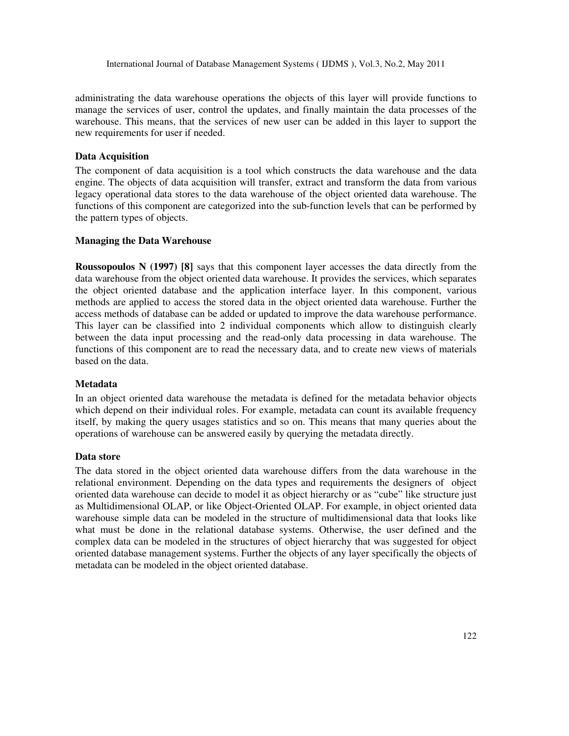administrating the data warehouse operations the objects of this layer will provide functions to manage the services of user, control the updates, and finally maintain the data processes of the warehouse. This means, that the services of new user can be added in this layer to support the new requirements for user if needed.

### Data Acquisition

The component of data acquisition is a tool which constructs the data warehouse and the data engine. The objects of data acquisition will transfer, extract and transform the data from various legacy operational data stores to the data warehouse of the object oriented data warehouse. The functions of this component are categorized into the sub-function levels that can be performed by the pattern types of objects.

### Managing the Data Warehouse

**Roussopoulos N (1997) [8]** says that this component layer accesses the data directly from the data warehouse from the object oriented data warehouse. It provides the services, which separates the object oriented database and the application interface layer. In this component, various methods are applied to access the stored data in the object oriented data warehouse. Further the access methods of database can be added or updated to improve the data warehouse performance. This layer can be classified into 2 individual components which allow to distinguish clearly between the data input processing and the read-only data processing in data warehouse. The functions of this component are to read the necessary data, and to create new views of materials based on the data.

### Metadata

In an object oriented data warehouse the metadata is defined for the metadata behavior objects which depend on their individual roles. For example, metadata can count its available frequency itself, by making the query usages statistics and so on. This means that many queries about the operations of warehouse can be answered easily by querying the metadata directly.

### Data store

The data stored in the object oriented data warehouse differs from the data warehouse in the relational environment. Depending on the data types and requirements the designers of object oriented data warehouse can decide to model it as object hierarchy or as "cube" like structure just as Multidimensional OLAP, or like Object-Oriented OLAP. For example, in object oriented data warehouse simple data can be modeled in the structure of multidimensional data that looks like what must be done in the relational database systems. Otherwise, the user defined and the complex data can be modeled in the structures of object hierarchy that was suggested for object oriented database management systems. Further the objects of any layer specifically the objects of metadata can be modeled in the object oriented database.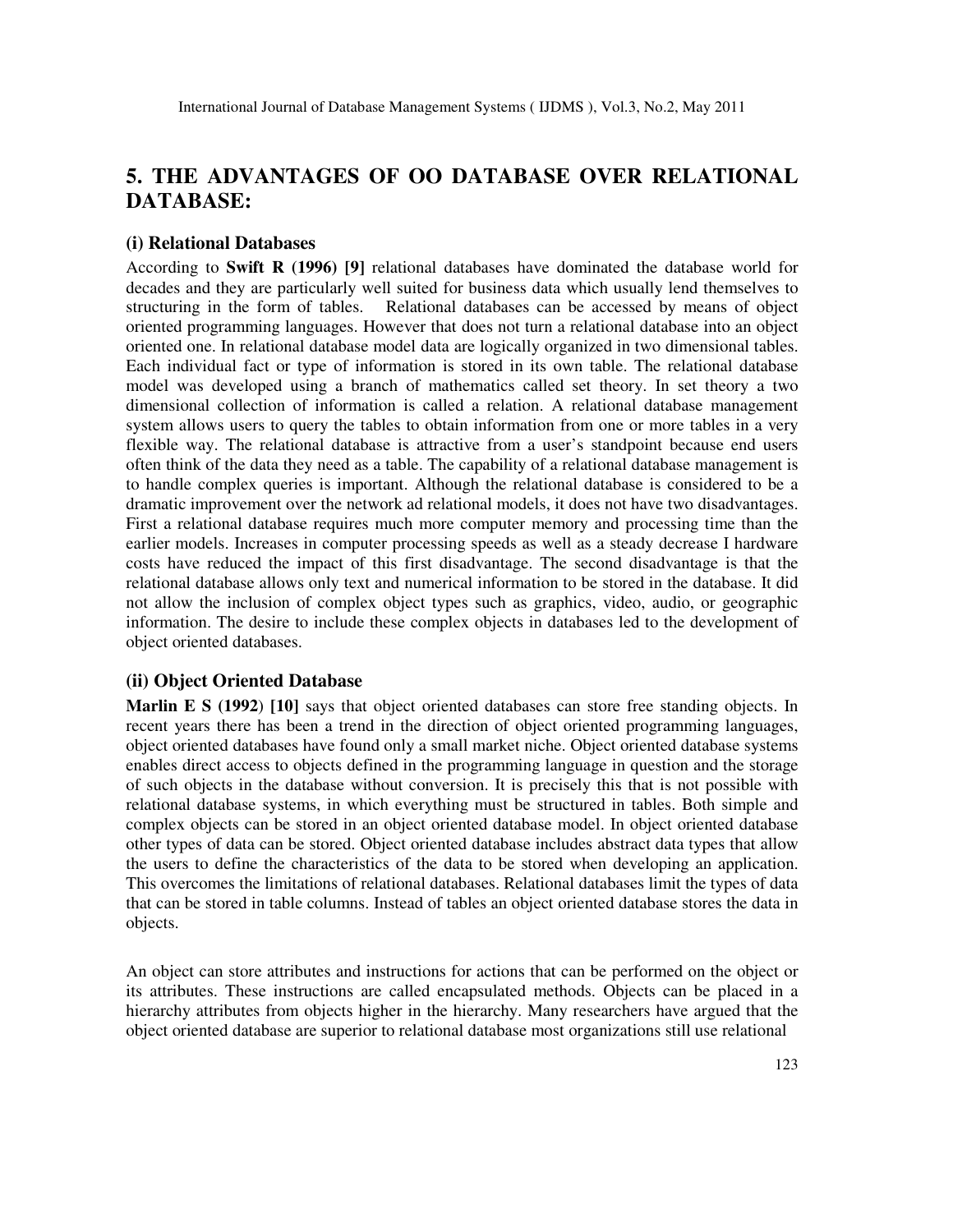# 5. THE ADVANTAGES OF OO DATABASE OVER RELATIONAL DATABASE:

### (i) Relational Databases

According to **Swift R (1996) [9]** relational databases have dominated the database world for decades and they are particularly well suited for business data which usually lend themselves to structuring in the form of tables. Relational databases can be accessed by means of object oriented programming languages. However that does not turn a relational database into an object oriented one. In relational database model data are logically organized in two dimensional tables. Each individual fact or type of information is stored in its own table. The relational database model was developed using a branch of mathematics called set theory. In set theory a two dimensional collection of information is called a relation. A relational database management system allows users to query the tables to obtain information from one or more tables in a very flexible way. The relational database is attractive from a user's standpoint because end users often think of the data they need as a table. The capability of a relational database management is to handle complex queries is important. Although the relational database is considered to be a dramatic improvement over the network ad relational models, it does not have two disadvantages. First a relational database requires much more computer memory and processing time than the earlier models. Increases in computer processing speeds as well as a steady decrease I hardware costs have reduced the impact of this first disadvantage. The second disadvantage is that the relational database allows only text and numerical information to be stored in the database. It did not allow the inclusion of complex object types such as graphics, video, audio, or geographic information. The desire to include these complex objects in databases led to the development of object oriented databases.

### (ii) Object Oriented Database

**Marlin E S (1992) [10]** says that object oriented databases can store free standing objects. In recent years there has been a trend in the direction of object oriented programming languages, object oriented databases have found only a small market niche. Object oriented database systems enables direct access to objects defined in the programming language in question and the storage of such objects in the database without conversion. It is precisely this that is not possible with relational database systems, in which everything must be structured in tables. Both simple and complex objects can be stored in an object oriented database model. In object oriented database other types of data can be stored. Object oriented database includes abstract data types that allow the users to define the characteristics of the data to be stored when developing an application. This overcomes the limitations of relational databases. Relational databases limit the types of data that can be stored in table columns. Instead of tables an object oriented database stores the data in objects.

An object can store attributes and instructions for actions that can be performed on the object or its attributes. These instructions are called encapsulated methods. Objects can be placed in a hierarchy attributes from objects higher in the hierarchy. Many researchers have argued that the object oriented database are superior to relational database most organizations still use relational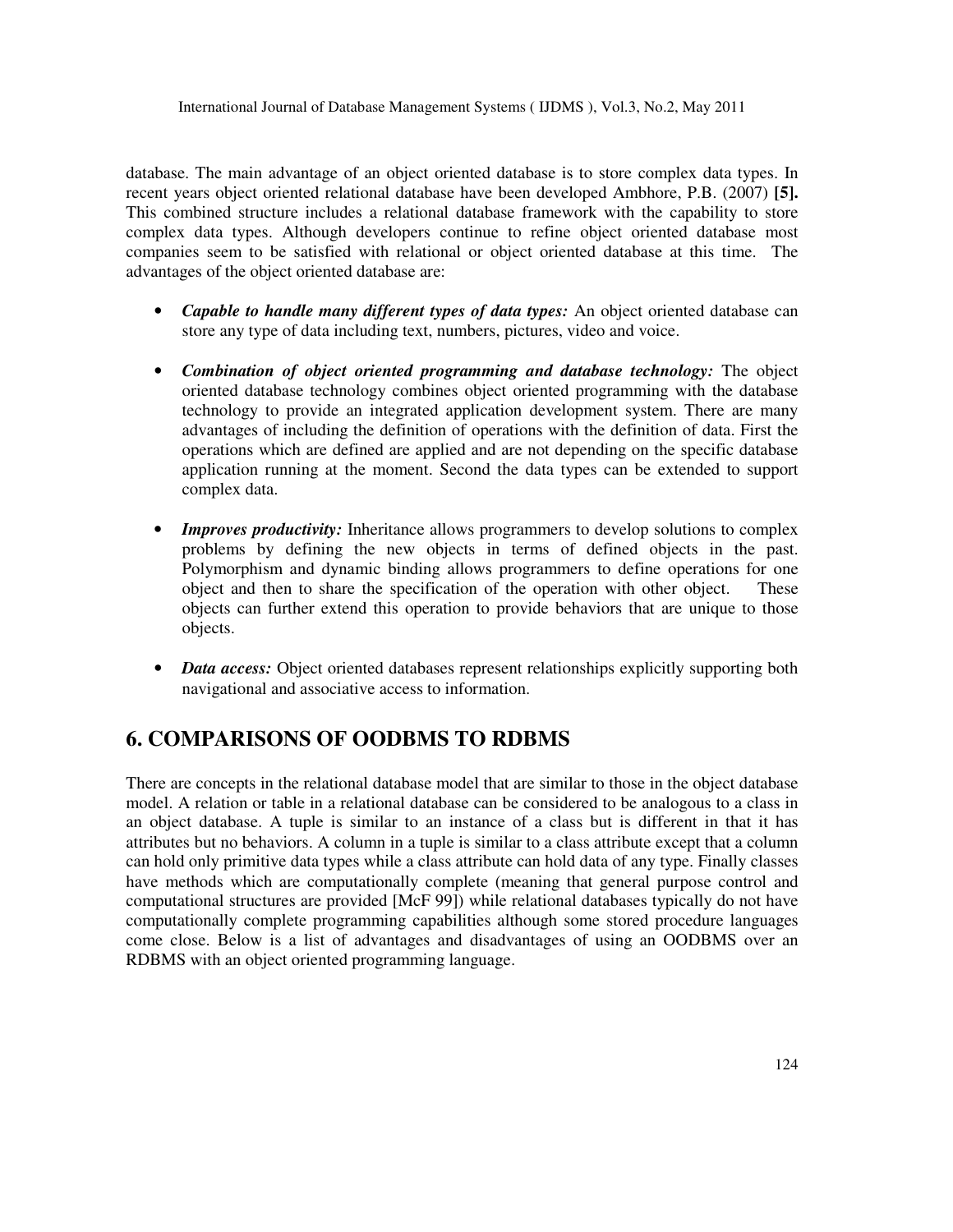database. The main advantage of an object oriented database is to store complex data types. In recent years object oriented relational database have been developed Ambhore, P.B. (2007) **[5].** This combined structure includes a relational database framework with the capability to store complex data types. Although developers continue to refine object oriented database most companies seem to be satisfied with relational or object oriented database at this time. The advantages of the object oriented database are:

- ***Capable to handle many different types of data types:*** An object oriented database can store any type of data including text, numbers, pictures, video and voice.
- ***Combination of object oriented programming and database technology:*** The object oriented database technology combines object oriented programming with the database technology to provide an integrated application development system. There are many advantages of including the definition of operations with the definition of data. First the operations which are defined are applied and are not depending on the specific database application running at the moment. Second the data types can be extended to support complex data.
- ***Improves productivity:*** Inheritance allows programmers to develop solutions to complex problems by defining the new objects in terms of defined objects in the past. Polymorphism and dynamic binding allows programmers to define operations for one object and then to share the specification of the operation with other object. These objects can further extend this operation to provide behaviors that are unique to those objects.
- ***Data access:*** Object oriented databases represent relationships explicitly supporting both navigational and associative access to information.

## 6. COMPARISONS OF OODBMS TO RDBMS

There are concepts in the relational database model that are similar to those in the object database model. A relation or table in a relational database can be considered to be analogous to a class in an object database. A tuple is similar to an instance of a class but is different in that it has attributes but no behaviors. A column in a tuple is similar to a class attribute except that a column can hold only primitive data types while a class attribute can hold data of any type. Finally classes have methods which are computationally complete (meaning that general purpose control and computational structures are provided [McF 99]) while relational databases typically do not have computationally complete programming capabilities although some stored procedure languages come close. Below is a list of advantages and disadvantages of using an OODBMS over an RDBMS with an object oriented programming language.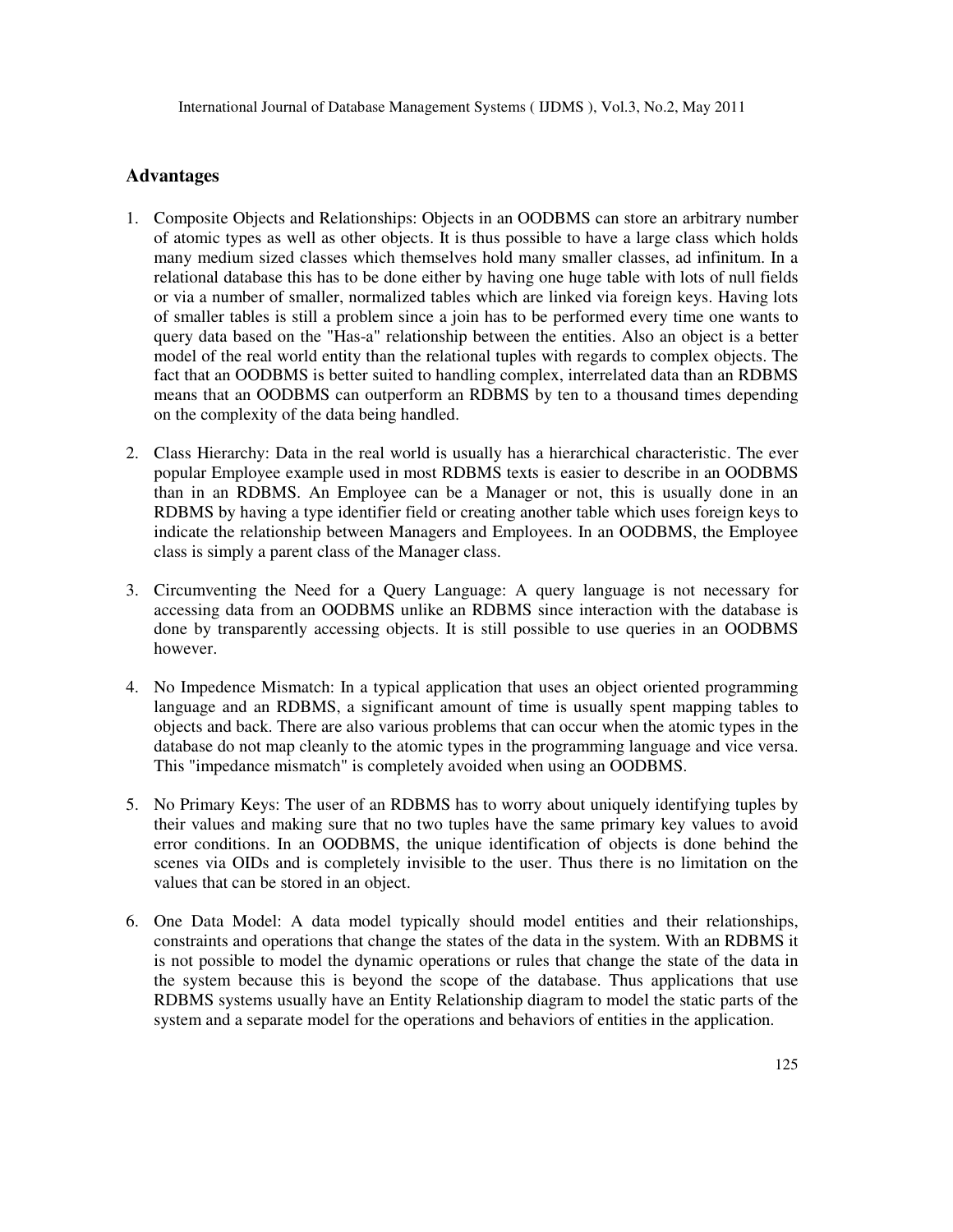## Advantages

1. Composite Objects and Relationships: Objects in an OODBMS can store an arbitrary number of atomic types as well as other objects. It is thus possible to have a large class which holds many medium sized classes which themselves hold many smaller classes, ad infinitum. In a relational database this has to be done either by having one huge table with lots of null fields or via a number of smaller, normalized tables which are linked via foreign keys. Having lots of smaller tables is still a problem since a join has to be performed every time one wants to query data based on the "Has-a" relationship between the entities. Also an object is a better model of the real world entity than the relational tuples with regards to complex objects. The fact that an OODBMS is better suited to handling complex, interrelated data than an RDBMS means that an OODBMS can outperform an RDBMS by ten to a thousand times depending on the complexity of the data being handled.

2. Class Hierarchy: Data in the real world is usually has a hierarchical characteristic. The ever popular Employee example used in most RDBMS texts is easier to describe in an OODBMS than in an RDBMS. An Employee can be a Manager or not, this is usually done in an RDBMS by having a type identifier field or creating another table which uses foreign keys to indicate the relationship between Managers and Employees. In an OODBMS, the Employee class is simply a parent class of the Manager class.

3. Circumventing the Need for a Query Language: A query language is not necessary for accessing data from an OODBMS unlike an RDBMS since interaction with the database is done by transparently accessing objects. It is still possible to use queries in an OODBMS however.

4. No Impedence Mismatch: In a typical application that uses an object oriented programming language and an RDBMS, a significant amount of time is usually spent mapping tables to objects and back. There are also various problems that can occur when the atomic types in the database do not map cleanly to the atomic types in the programming language and vice versa. This "impedance mismatch" is completely avoided when using an OODBMS.

5. No Primary Keys: The user of an RDBMS has to worry about uniquely identifying tuples by their values and making sure that no two tuples have the same primary key values to avoid error conditions. In an OODBMS, the unique identification of objects is done behind the scenes via OIDs and is completely invisible to the user. Thus there is no limitation on the values that can be stored in an object.

6. One Data Model: A data model typically should model entities and their relationships, constraints and operations that change the states of the data in the system. With an RDBMS it is not possible to model the dynamic operations or rules that change the state of the data in the system because this is beyond the scope of the database. Thus applications that use RDBMS systems usually have an Entity Relationship diagram to model the static parts of the system and a separate model for the operations and behaviors of entities in the application.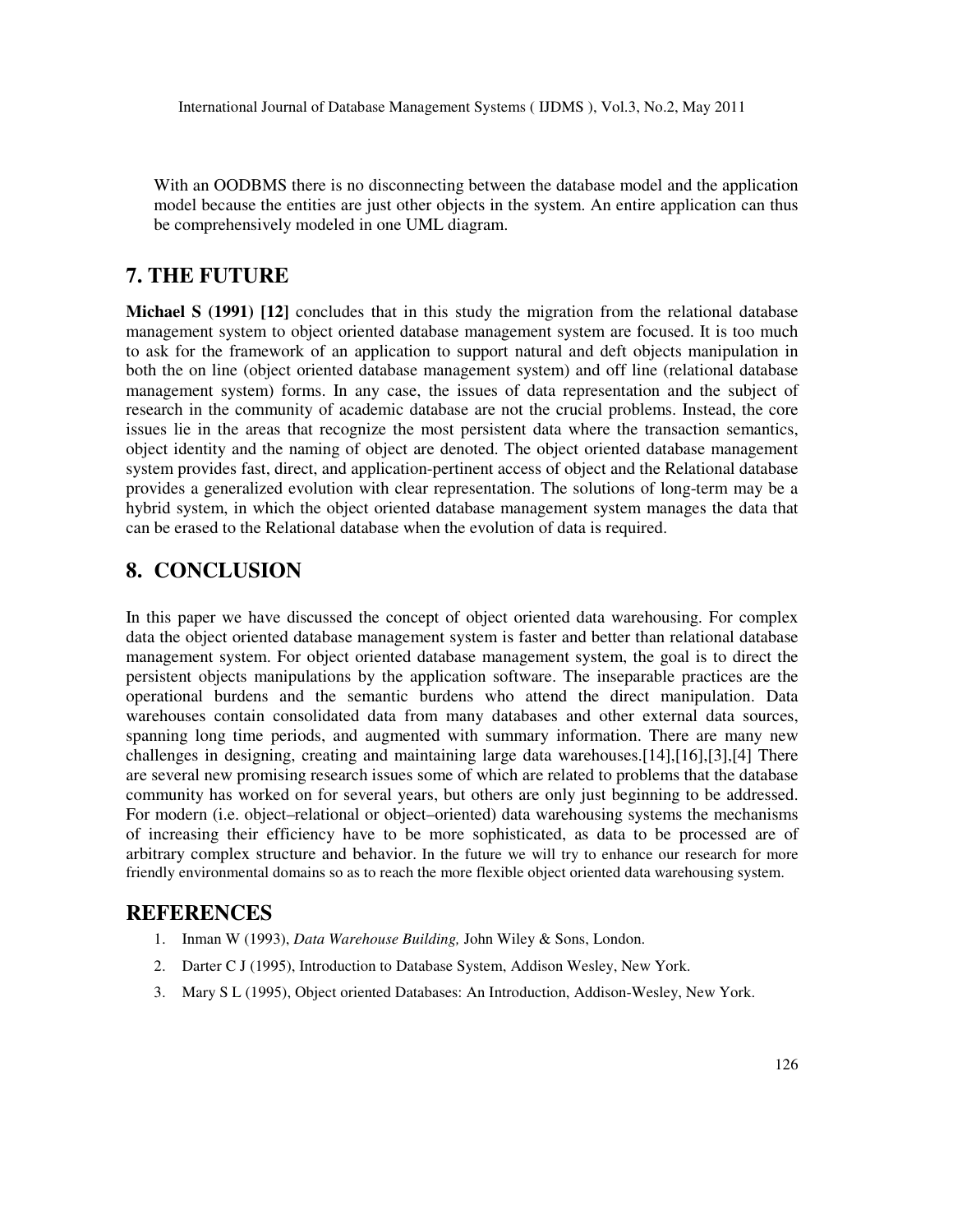With an OODBMS there is no disconnecting between the database model and the application model because the entities are just other objects in the system. An entire application can thus be comprehensively modeled in one UML diagram.

## 7. THE FUTURE

**Michael S (1991) [12]** concludes that in this study the migration from the relational database management system to object oriented database management system are focused. It is too much to ask for the framework of an application to support natural and deft objects manipulation in both the on line (object oriented database management system) and off line (relational database management system) forms. In any case, the issues of data representation and the subject of research in the community of academic database are not the crucial problems. Instead, the core issues lie in the areas that recognize the most persistent data where the transaction semantics, object identity and the naming of object are denoted. The object oriented database management system provides fast, direct, and application-pertinent access of object and the Relational database provides a generalized evolution with clear representation. The solutions of long-term may be a hybrid system, in which the object oriented database management system manages the data that can be erased to the Relational database when the evolution of data is required.

## 8. CONCLUSION

In this paper we have discussed the concept of object oriented data warehousing. For complex data the object oriented database management system is faster and better than relational database management system. For object oriented database management system, the goal is to direct the persistent objects manipulations by the application software. The inseparable practices are the operational burdens and the semantic burdens who attend the direct manipulation. Data warehouses contain consolidated data from many databases and other external data sources, spanning long time periods, and augmented with summary information. There are many new challenges in designing, creating and maintaining large data warehouses.[14],[16],[3],[4] There are several new promising research issues some of which are related to problems that the database community has worked on for several years, but others are only just beginning to be addressed. For modern (i.e. object–relational or object–oriented) data warehousing systems the mechanisms of increasing their efficiency have to be more sophisticated, as data to be processed are of arbitrary complex structure and behavior. In the future we will try to enhance our research for more friendly environmental domains so as to reach the more flexible object oriented data warehousing system.

## REFERENCES

1. Inman W (1993), *Data Warehouse Building,* John Wiley & Sons, London.
2. Darter C J (1995), Introduction to Database System, Addison Wesley, New York.
3. Mary S L (1995), Object oriented Databases: An Introduction, Addison-Wesley, New York.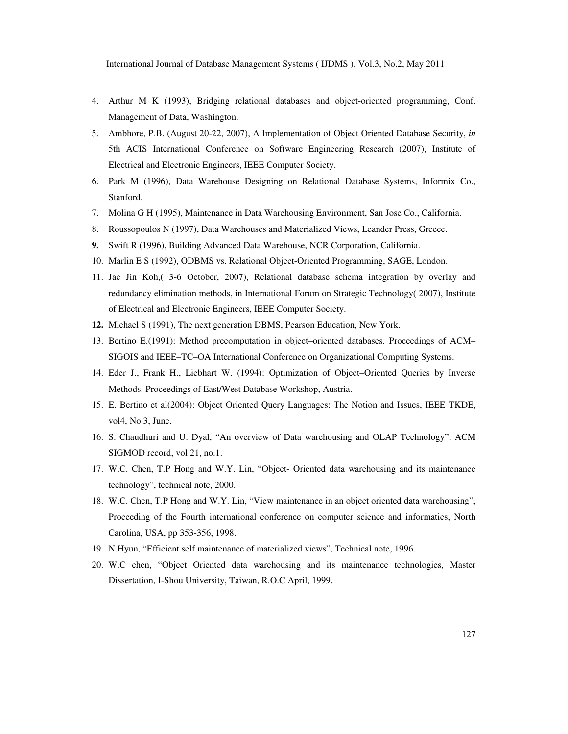4. Arthur M K (1993), Bridging relational databases and object-oriented programming, Conf. Management of Data, Washington.
5. Ambhore, P.B. (August 20-22, 2007), A Implementation of Object Oriented Database Security, *in* 5th ACIS International Conference on Software Engineering Research (2007), Institute of Electrical and Electronic Engineers, IEEE Computer Society.
6. Park M (1996), Data Warehouse Designing on Relational Database Systems, Informix Co., Stanford.
7. Molina G H (1995), Maintenance in Data Warehousing Environment, San Jose Co., California.
8. Roussopoulos N (1997), Data Warehouses and Materialized Views, Leander Press, Greece.
9. Swift R (1996), Building Advanced Data Warehouse, NCR Corporation, California.
10. Marlin E S (1992), ODBMS vs. Relational Object-Oriented Programming, SAGE, London.
11. Jae Jin Koh,( 3-6 October, 2007), Relational database schema integration by overlay and redundancy elimination methods, in International Forum on Strategic Technology( 2007), Institute of Electrical and Electronic Engineers, IEEE Computer Society.
12. Michael S (1991), The next generation DBMS, Pearson Education, New York.
13. Bertino E.(1991): Method precomputation in object–oriented databases. Proceedings of ACM–SIGOIS and IEEE–TC–OA International Conference on Organizational Computing Systems.
14. Eder J., Frank H., Liebhart W. (1994): Optimization of Object–Oriented Queries by Inverse Methods. Proceedings of East/West Database Workshop, Austria.
15. E. Bertino et al(2004): Object Oriented Query Languages: The Notion and Issues, IEEE TKDE, vol4, No.3, June.
16. S. Chaudhuri and U. Dyal, "An overview of Data warehousing and OLAP Technology", ACM SIGMOD record, vol 21, no.1.
17. W.C. Chen, T.P Hong and W.Y. Lin, "Object- Oriented data warehousing and its maintenance technology", technical note, 2000.
18. W.C. Chen, T.P Hong and W.Y. Lin, "View maintenance in an object oriented data warehousing", Proceeding of the Fourth international conference on computer science and informatics, North Carolina, USA, pp 353-356, 1998.
19. N.Hyun, "Efficient self maintenance of materialized views", Technical note, 1996.
20. W.C chen, "Object Oriented data warehousing and its maintenance technologies, Master Dissertation, I-Shou University, Taiwan, R.O.C April, 1999.